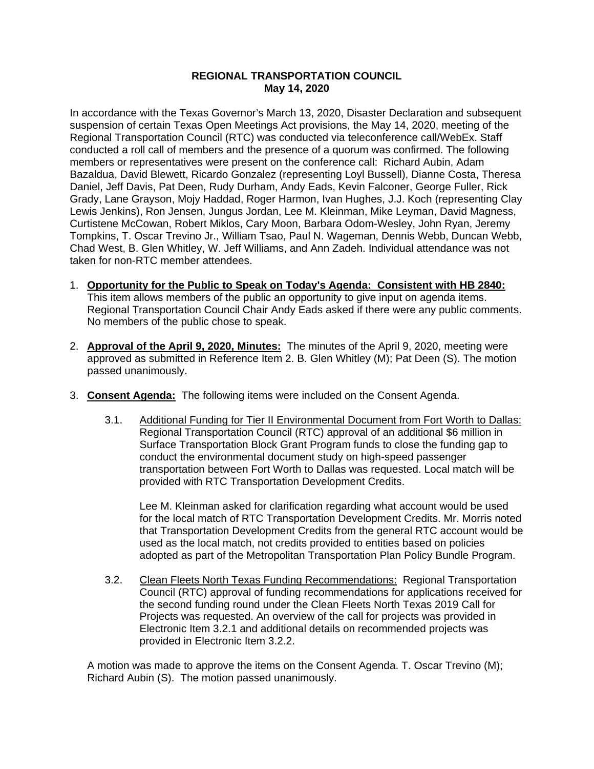**REGIONAL TRANSPORTATION COUNCIL**
**May 14, 2020**

In accordance with the Texas Governor's March 13, 2020, Disaster Declaration and subsequent suspension of certain Texas Open Meetings Act provisions, the May 14, 2020, meeting of the Regional Transportation Council (RTC) was conducted via teleconference call/WebEx. Staff conducted a roll call of members and the presence of a quorum was confirmed. The following members or representatives were present on the conference call: Richard Aubin, Adam Bazaldua, David Blewett, Ricardo Gonzalez (representing Loyl Bussell), Dianne Costa, Theresa Daniel, Jeff Davis, Pat Deen, Rudy Durham, Andy Eads, Kevin Falconer, George Fuller, Rick Grady, Lane Grayson, Mojy Haddad, Roger Harmon, Ivan Hughes, J.J. Koch (representing Clay Lewis Jenkins), Ron Jensen, Jungus Jordan, Lee M. Kleinman, Mike Leyman, David Magness, Curtistene McCowan, Robert Miklos, Cary Moon, Barbara Odom-Wesley, John Ryan, Jeremy Tompkins, T. Oscar Trevino Jr., William Tsao, Paul N. Wageman, Dennis Webb, Duncan Webb, Chad West, B. Glen Whitley, W. Jeff Williams, and Ann Zadeh. Individual attendance was not taken for non-RTC member attendees.

1. **Opportunity for the Public to Speak on Today's Agenda: Consistent with HB 2840:** This item allows members of the public an opportunity to give input on agenda items. Regional Transportation Council Chair Andy Eads asked if there were any public comments. No members of the public chose to speak.

2. **Approval of the April 9, 2020, Minutes:** The minutes of the April 9, 2020, meeting were approved as submitted in Reference Item 2. B. Glen Whitley (M); Pat Deen (S). The motion passed unanimously.

3. **Consent Agenda:** The following items were included on the Consent Agenda.

   3.1. Additional Funding for Tier II Environmental Document from Fort Worth to Dallas: Regional Transportation Council (RTC) approval of an additional $6 million in Surface Transportation Block Grant Program funds to close the funding gap to conduct the environmental document study on high-speed passenger transportation between Fort Worth to Dallas was requested. Local match will be provided with RTC Transportation Development Credits.

   Lee M. Kleinman asked for clarification regarding what account would be used for the local match of RTC Transportation Development Credits. Mr. Morris noted that Transportation Development Credits from the general RTC account would be used as the local match, not credits provided to entities based on policies adopted as part of the Metropolitan Transportation Plan Policy Bundle Program.

   3.2. Clean Fleets North Texas Funding Recommendations: Regional Transportation Council (RTC) approval of funding recommendations for applications received for the second funding round under the Clean Fleets North Texas 2019 Call for Projects was requested. An overview of the call for projects was provided in Electronic Item 3.2.1 and additional details on recommended projects was provided in Electronic Item 3.2.2.

   A motion was made to approve the items on the Consent Agenda. T. Oscar Trevino (M); Richard Aubin (S). The motion passed unanimously.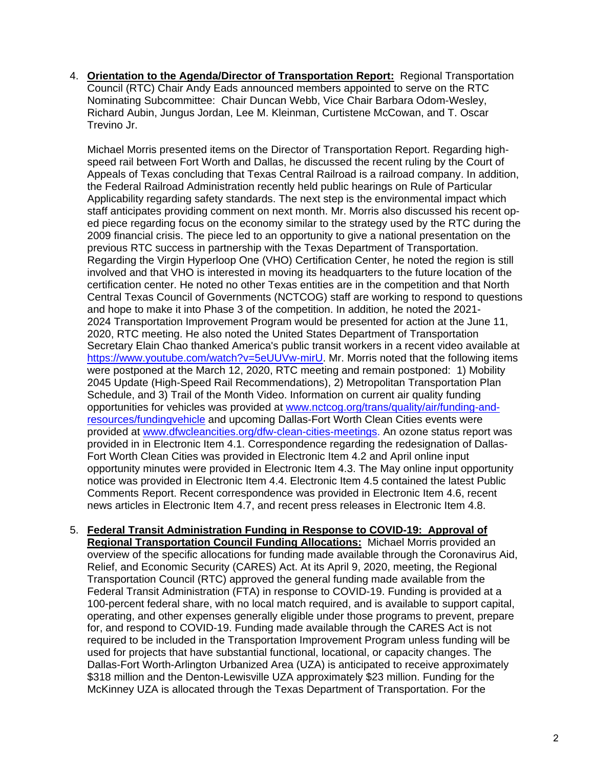4. **Orientation to the Agenda/Director of Transportation Report:** Regional Transportation Council (RTC) Chair Andy Eads announced members appointed to serve on the RTC Nominating Subcommittee: Chair Duncan Webb, Vice Chair Barbara Odom-Wesley, Richard Aubin, Jungus Jordan, Lee M. Kleinman, Curtistene McCowan, and T. Oscar Trevino Jr.

   Michael Morris presented items on the Director of Transportation Report. Regarding high-speed rail between Fort Worth and Dallas, he discussed the recent ruling by the Court of Appeals of Texas concluding that Texas Central Railroad is a railroad company. In addition, the Federal Railroad Administration recently held public hearings on Rule of Particular Applicability regarding safety standards. The next step is the environmental impact which staff anticipates providing comment on next month. Mr. Morris also discussed his recent op-ed piece regarding focus on the economy similar to the strategy used by the RTC during the 2009 financial crisis. The piece led to an opportunity to give a national presentation on the previous RTC success in partnership with the Texas Department of Transportation. Regarding the Virgin Hyperloop One (VHO) Certification Center, he noted the region is still involved and that VHO is interested in moving its headquarters to the future location of the certification center. He noted no other Texas entities are in the competition and that North Central Texas Council of Governments (NCTCOG) staff are working to respond to questions and hope to make it into Phase 3 of the competition. In addition, he noted the 2021-2024 Transportation Improvement Program would be presented for action at the June 11, 2020, RTC meeting. He also noted the United States Department of Transportation Secretary Elain Chao thanked America's public transit workers in a recent video available at https://www.youtube.com/watch?v=5eUUVw-mirU. Mr. Morris noted that the following items were postponed at the March 12, 2020, RTC meeting and remain postponed: 1) Mobility 2045 Update (High-Speed Rail Recommendations), 2) Metropolitan Transportation Plan Schedule, and 3) Trail of the Month Video. Information on current air quality funding opportunities for vehicles was provided at www.nctcog.org/trans/quality/air/funding-and-resources/fundingvehicle and upcoming Dallas-Fort Worth Clean Cities events were provided at www.dfwcleancities.org/dfw-clean-cities-meetings. An ozone status report was provided in in Electronic Item 4.1. Correspondence regarding the redesignation of Dallas-Fort Worth Clean Cities was provided in Electronic Item 4.2 and April online input opportunity minutes were provided in Electronic Item 4.3. The May online input opportunity notice was provided in Electronic Item 4.4. Electronic Item 4.5 contained the latest Public Comments Report. Recent correspondence was provided in Electronic Item 4.6, recent news articles in Electronic Item 4.7, and recent press releases in Electronic Item 4.8.

5. **Federal Transit Administration Funding in Response to COVID-19: Approval of Regional Transportation Council Funding Allocations:** Michael Morris provided an overview of the specific allocations for funding made available through the Coronavirus Aid, Relief, and Economic Security (CARES) Act. At its April 9, 2020, meeting, the Regional Transportation Council (RTC) approved the general funding made available from the Federal Transit Administration (FTA) in response to COVID-19. Funding is provided at a 100-percent federal share, with no local match required, and is available to support capital, operating, and other expenses generally eligible under those programs to prevent, prepare for, and respond to COVID-19. Funding made available through the CARES Act is not required to be included in the Transportation Improvement Program unless funding will be used for projects that have substantial functional, locational, or capacity changes. The Dallas-Fort Worth-Arlington Urbanized Area (UZA) is anticipated to receive approximately $318 million and the Denton-Lewisville UZA approximately $23 million. Funding for the McKinney UZA is allocated through the Texas Department of Transportation. For the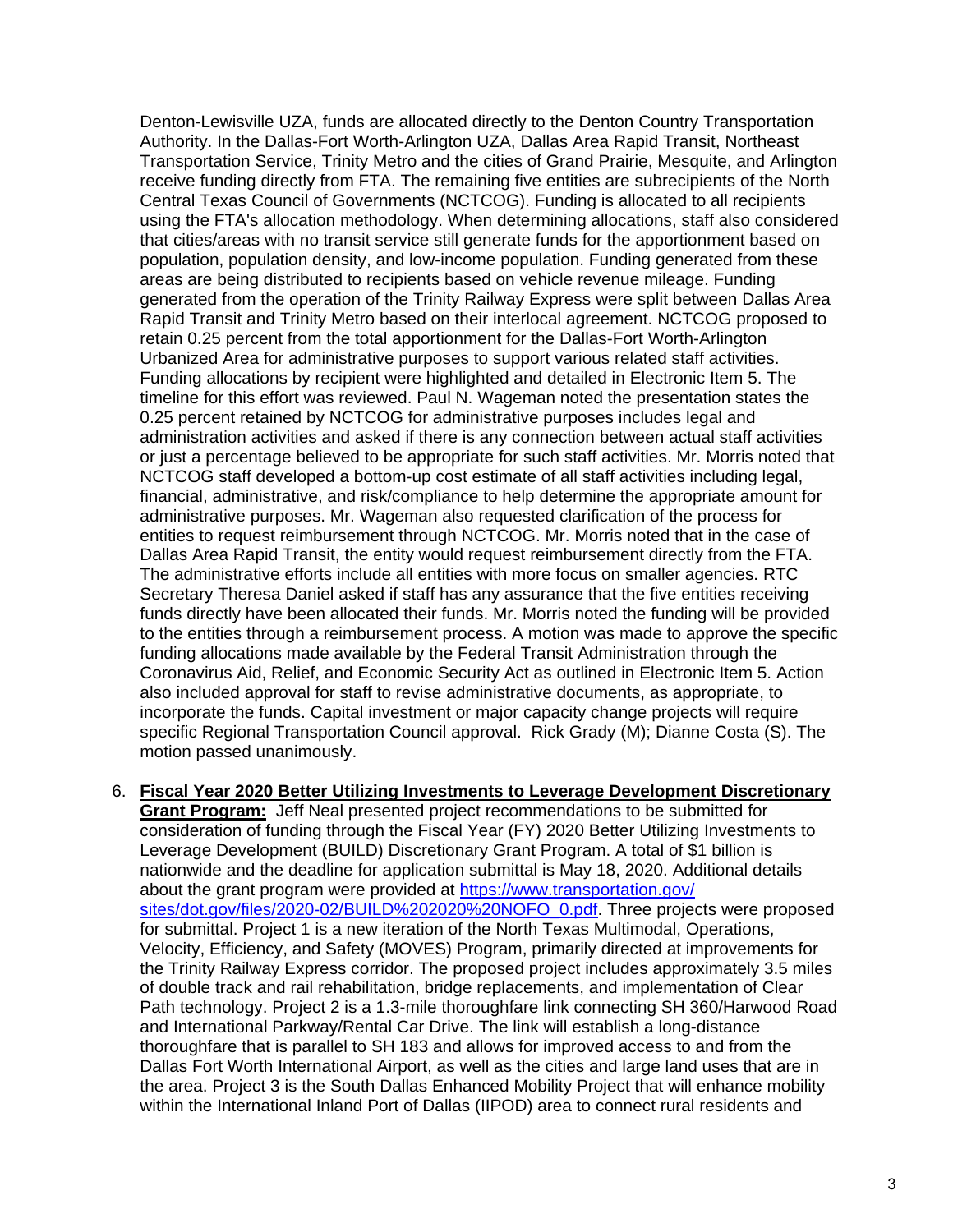Denton-Lewisville UZA, funds are allocated directly to the Denton Country Transportation Authority. In the Dallas-Fort Worth-Arlington UZA, Dallas Area Rapid Transit, Northeast Transportation Service, Trinity Metro and the cities of Grand Prairie, Mesquite, and Arlington receive funding directly from FTA. The remaining five entities are subrecipients of the North Central Texas Council of Governments (NCTCOG). Funding is allocated to all recipients using the FTA's allocation methodology. When determining allocations, staff also considered that cities/areas with no transit service still generate funds for the apportionment based on population, population density, and low-income population. Funding generated from these areas are being distributed to recipients based on vehicle revenue mileage. Funding generated from the operation of the Trinity Railway Express were split between Dallas Area Rapid Transit and Trinity Metro based on their interlocal agreement. NCTCOG proposed to retain 0.25 percent from the total apportionment for the Dallas-Fort Worth-Arlington Urbanized Area for administrative purposes to support various related staff activities. Funding allocations by recipient were highlighted and detailed in Electronic Item 5. The timeline for this effort was reviewed. Paul N. Wageman noted the presentation states the 0.25 percent retained by NCTCOG for administrative purposes includes legal and administration activities and asked if there is any connection between actual staff activities or just a percentage believed to be appropriate for such staff activities. Mr. Morris noted that NCTCOG staff developed a bottom-up cost estimate of all staff activities including legal, financial, administrative, and risk/compliance to help determine the appropriate amount for administrative purposes. Mr. Wageman also requested clarification of the process for entities to request reimbursement through NCTCOG. Mr. Morris noted that in the case of Dallas Area Rapid Transit, the entity would request reimbursement directly from the FTA. The administrative efforts include all entities with more focus on smaller agencies. RTC Secretary Theresa Daniel asked if staff has any assurance that the five entities receiving funds directly have been allocated their funds. Mr. Morris noted the funding will be provided to the entities through a reimbursement process. A motion was made to approve the specific funding allocations made available by the Federal Transit Administration through the Coronavirus Aid, Relief, and Economic Security Act as outlined in Electronic Item 5. Action also included approval for staff to revise administrative documents, as appropriate, to incorporate the funds. Capital investment or major capacity change projects will require specific Regional Transportation Council approval. Rick Grady (M); Dianne Costa (S). The motion passed unanimously.

6. **Fiscal Year 2020 Better Utilizing Investments to Leverage Development Discretionary Grant Program:** Jeff Neal presented project recommendations to be submitted for consideration of funding through the Fiscal Year (FY) 2020 Better Utilizing Investments to Leverage Development (BUILD) Discretionary Grant Program. A total of $1 billion is nationwide and the deadline for application submittal is May 18, 2020. Additional details about the grant program were provided at [https://www.transportation.gov/sites/dot.gov/files/2020-02/BUILD%202020%20NOFO_0.pdf](https://www.transportation.gov/sites/dot.gov/files/2020-02/BUILD%202020%20NOFO_0.pdf). Three projects were proposed for submittal. Project 1 is a new iteration of the North Texas Multimodal, Operations, Velocity, Efficiency, and Safety (MOVES) Program, primarily directed at improvements for the Trinity Railway Express corridor. The proposed project includes approximately 3.5 miles of double track and rail rehabilitation, bridge replacements, and implementation of Clear Path technology. Project 2 is a 1.3-mile thoroughfare link connecting SH 360/Harwood Road and International Parkway/Rental Car Drive. The link will establish a long-distance thoroughfare that is parallel to SH 183 and allows for improved access to and from the Dallas Fort Worth International Airport, as well as the cities and large land uses that are in the area. Project 3 is the South Dallas Enhanced Mobility Project that will enhance mobility within the International Inland Port of Dallas (IIPOD) area to connect rural residents and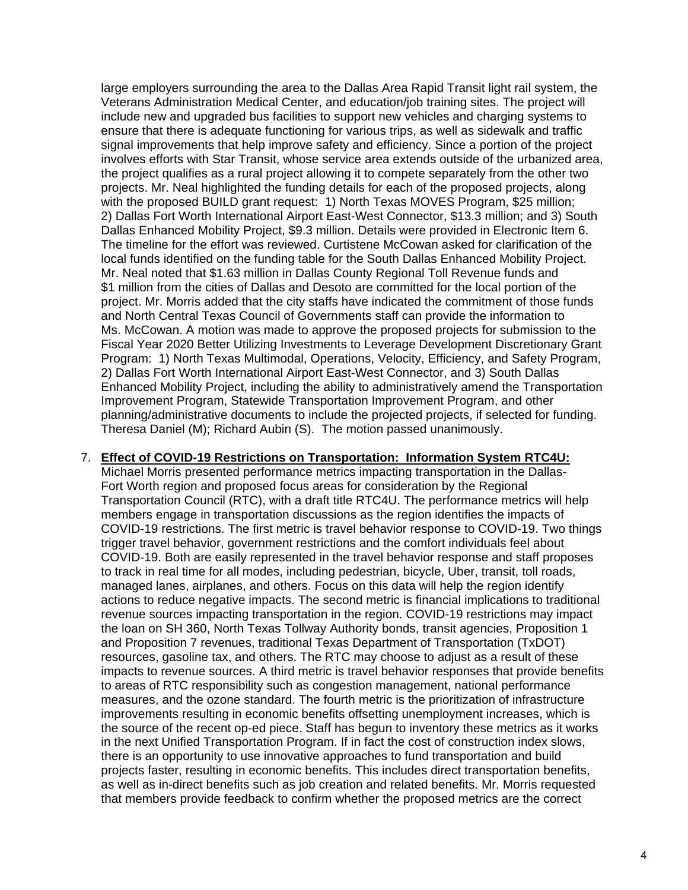large employers surrounding the area to the Dallas Area Rapid Transit light rail system, the Veterans Administration Medical Center, and education/job training sites. The project will include new and upgraded bus facilities to support new vehicles and charging systems to ensure that there is adequate functioning for various trips, as well as sidewalk and traffic signal improvements that help improve safety and efficiency. Since a portion of the project involves efforts with Star Transit, whose service area extends outside of the urbanized area, the project qualifies as a rural project allowing it to compete separately from the other two projects. Mr. Neal highlighted the funding details for each of the proposed projects, along with the proposed BUILD grant request: 1) North Texas MOVES Program, $25 million; 2) Dallas Fort Worth International Airport East-West Connector, $13.3 million; and 3) South Dallas Enhanced Mobility Project, $9.3 million. Details were provided in Electronic Item 6. The timeline for the effort was reviewed. Curtistene McCowan asked for clarification of the local funds identified on the funding table for the South Dallas Enhanced Mobility Project. Mr. Neal noted that $1.63 million in Dallas County Regional Toll Revenue funds and $1 million from the cities of Dallas and Desoto are committed for the local portion of the project. Mr. Morris added that the city staffs have indicated the commitment of those funds and North Central Texas Council of Governments staff can provide the information to Ms. McCowan. A motion was made to approve the proposed projects for submission to the Fiscal Year 2020 Better Utilizing Investments to Leverage Development Discretionary Grant Program: 1) North Texas Multimodal, Operations, Velocity, Efficiency, and Safety Program, 2) Dallas Fort Worth International Airport East-West Connector, and 3) South Dallas Enhanced Mobility Project, including the ability to administratively amend the Transportation Improvement Program, Statewide Transportation Improvement Program, and other planning/administrative documents to include the projected projects, if selected for funding. Theresa Daniel (M); Richard Aubin (S). The motion passed unanimously.

7. **Effect of COVID-19 Restrictions on Transportation: Information System RTC4U:** Michael Morris presented performance metrics impacting transportation in the Dallas-Fort Worth region and proposed focus areas for consideration by the Regional Transportation Council (RTC), with a draft title RTC4U. The performance metrics will help members engage in transportation discussions as the region identifies the impacts of COVID-19 restrictions. The first metric is travel behavior response to COVID-19. Two things trigger travel behavior, government restrictions and the comfort individuals feel about COVID-19. Both are easily represented in the travel behavior response and staff proposes to track in real time for all modes, including pedestrian, bicycle, Uber, transit, toll roads, managed lanes, airplanes, and others. Focus on this data will help the region identify actions to reduce negative impacts. The second metric is financial implications to traditional revenue sources impacting transportation in the region. COVID-19 restrictions may impact the loan on SH 360, North Texas Tollway Authority bonds, transit agencies, Proposition 1 and Proposition 7 revenues, traditional Texas Department of Transportation (TxDOT) resources, gasoline tax, and others. The RTC may choose to adjust as a result of these impacts to revenue sources. A third metric is travel behavior responses that provide benefits to areas of RTC responsibility such as congestion management, national performance measures, and the ozone standard. The fourth metric is the prioritization of infrastructure improvements resulting in economic benefits offsetting unemployment increases, which is the source of the recent op-ed piece. Staff has begun to inventory these metrics as it works in the next Unified Transportation Program. If in fact the cost of construction index slows, there is an opportunity to use innovative approaches to fund transportation and build projects faster, resulting in economic benefits. This includes direct transportation benefits, as well as in-direct benefits such as job creation and related benefits. Mr. Morris requested that members provide feedback to confirm whether the proposed metrics are the correct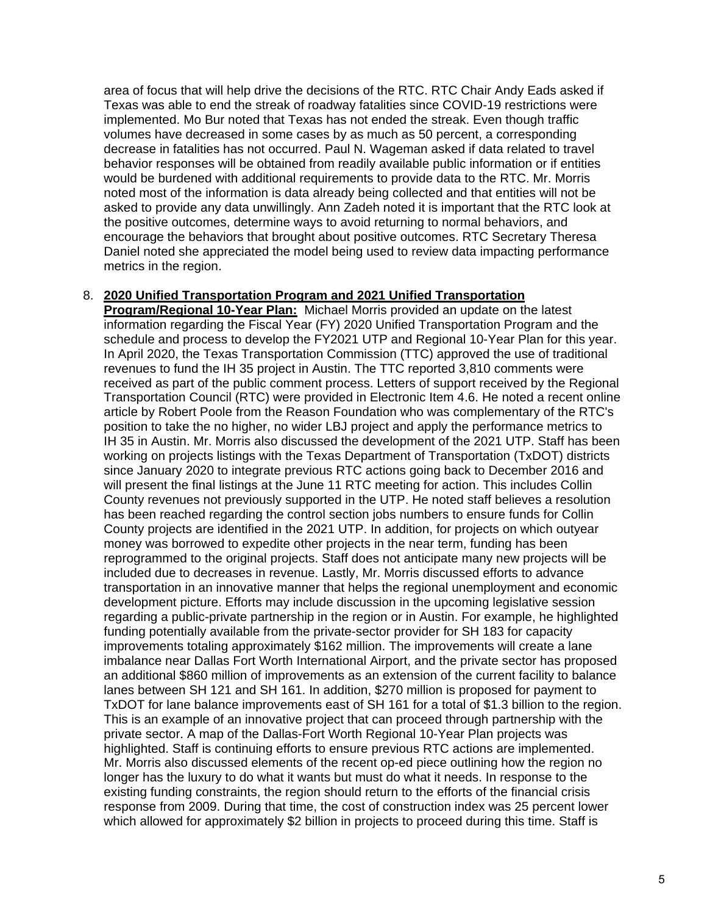area of focus that will help drive the decisions of the RTC. RTC Chair Andy Eads asked if Texas was able to end the streak of roadway fatalities since COVID-19 restrictions were implemented. Mo Bur noted that Texas has not ended the streak. Even though traffic volumes have decreased in some cases by as much as 50 percent, a corresponding decrease in fatalities has not occurred. Paul N. Wageman asked if data related to travel behavior responses will be obtained from readily available public information or if entities would be burdened with additional requirements to provide data to the RTC. Mr. Morris noted most of the information is data already being collected and that entities will not be asked to provide any data unwillingly. Ann Zadeh noted it is important that the RTC look at the positive outcomes, determine ways to avoid returning to normal behaviors, and encourage the behaviors that brought about positive outcomes. RTC Secretary Theresa Daniel noted she appreciated the model being used to review data impacting performance metrics in the region.

8. **2020 Unified Transportation Program and 2021 Unified Transportation Program/Regional 10-Year Plan:** Michael Morris provided an update on the latest information regarding the Fiscal Year (FY) 2020 Unified Transportation Program and the schedule and process to develop the FY2021 UTP and Regional 10-Year Plan for this year. In April 2020, the Texas Transportation Commission (TTC) approved the use of traditional revenues to fund the IH 35 project in Austin. The TTC reported 3,810 comments were received as part of the public comment process. Letters of support received by the Regional Transportation Council (RTC) were provided in Electronic Item 4.6. He noted a recent online article by Robert Poole from the Reason Foundation who was complementary of the RTC's position to take the no higher, no wider LBJ project and apply the performance metrics to IH 35 in Austin. Mr. Morris also discussed the development of the 2021 UTP. Staff has been working on projects listings with the Texas Department of Transportation (TxDOT) districts since January 2020 to integrate previous RTC actions going back to December 2016 and will present the final listings at the June 11 RTC meeting for action. This includes Collin County revenues not previously supported in the UTP. He noted staff believes a resolution has been reached regarding the control section jobs numbers to ensure funds for Collin County projects are identified in the 2021 UTP. In addition, for projects on which outyear money was borrowed to expedite other projects in the near term, funding has been reprogrammed to the original projects. Staff does not anticipate many new projects will be included due to decreases in revenue. Lastly, Mr. Morris discussed efforts to advance transportation in an innovative manner that helps the regional unemployment and economic development picture. Efforts may include discussion in the upcoming legislative session regarding a public-private partnership in the region or in Austin. For example, he highlighted funding potentially available from the private-sector provider for SH 183 for capacity improvements totaling approximately $162 million. The improvements will create a lane imbalance near Dallas Fort Worth International Airport, and the private sector has proposed an additional $860 million of improvements as an extension of the current facility to balance lanes between SH 121 and SH 161. In addition, $270 million is proposed for payment to TxDOT for lane balance improvements east of SH 161 for a total of $1.3 billion to the region. This is an example of an innovative project that can proceed through partnership with the private sector. A map of the Dallas-Fort Worth Regional 10-Year Plan projects was highlighted. Staff is continuing efforts to ensure previous RTC actions are implemented. Mr. Morris also discussed elements of the recent op-ed piece outlining how the region no longer has the luxury to do what it wants but must do what it needs. In response to the existing funding constraints, the region should return to the efforts of the financial crisis response from 2009. During that time, the cost of construction index was 25 percent lower which allowed for approximately $2 billion in projects to proceed during this time. Staff is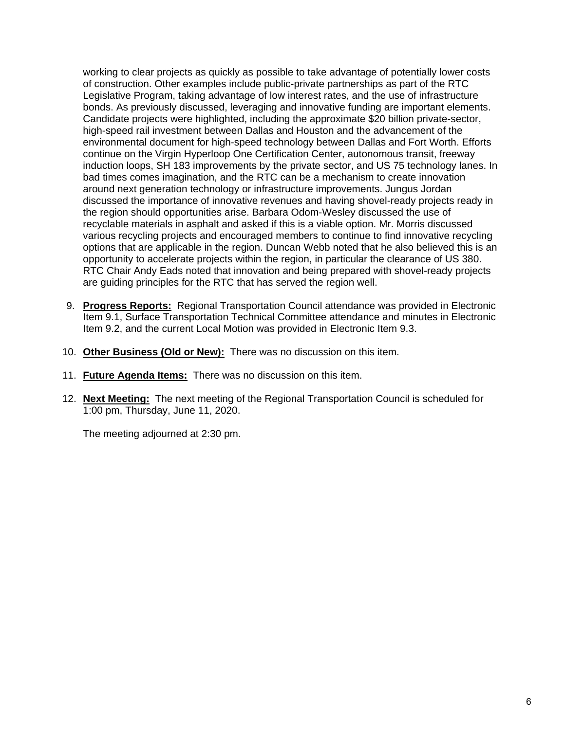working to clear projects as quickly as possible to take advantage of potentially lower costs of construction. Other examples include public-private partnerships as part of the RTC Legislative Program, taking advantage of low interest rates, and the use of infrastructure bonds. As previously discussed, leveraging and innovative funding are important elements. Candidate projects were highlighted, including the approximate $20 billion private-sector, high-speed rail investment between Dallas and Houston and the advancement of the environmental document for high-speed technology between Dallas and Fort Worth. Efforts continue on the Virgin Hyperloop One Certification Center, autonomous transit, freeway induction loops, SH 183 improvements by the private sector, and US 75 technology lanes. In bad times comes imagination, and the RTC can be a mechanism to create innovation around next generation technology or infrastructure improvements. Jungus Jordan discussed the importance of innovative revenues and having shovel-ready projects ready in the region should opportunities arise. Barbara Odom-Wesley discussed the use of recyclable materials in asphalt and asked if this is a viable option. Mr. Morris discussed various recycling projects and encouraged members to continue to find innovative recycling options that are applicable in the region. Duncan Webb noted that he also believed this is an opportunity to accelerate projects within the region, in particular the clearance of US 380. RTC Chair Andy Eads noted that innovation and being prepared with shovel-ready projects are guiding principles for the RTC that has served the region well.

9. **Progress Reports:** Regional Transportation Council attendance was provided in Electronic Item 9.1, Surface Transportation Technical Committee attendance and minutes in Electronic Item 9.2, and the current Local Motion was provided in Electronic Item 9.3.

10. **Other Business (Old or New):** There was no discussion on this item.

11. **Future Agenda Items:** There was no discussion on this item.

12. **Next Meeting:** The next meeting of the Regional Transportation Council is scheduled for 1:00 pm, Thursday, June 11, 2020.

    The meeting adjourned at 2:30 pm.